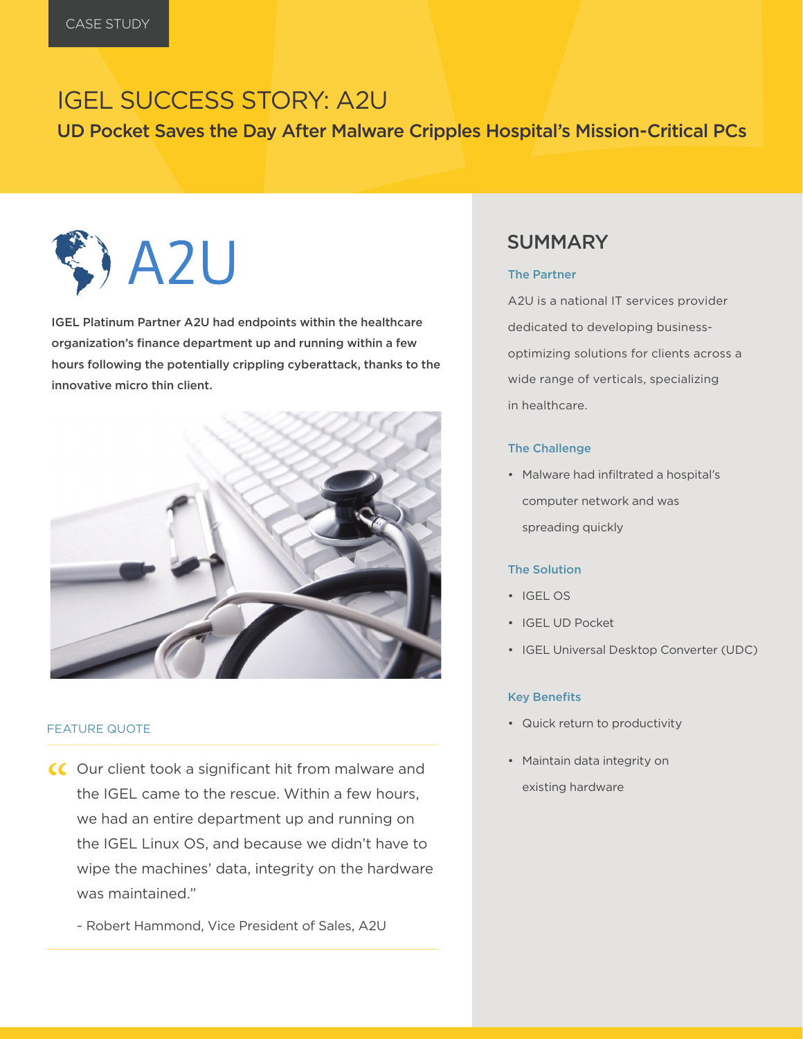CASE STUDY

# IGEL SUCCESS STORY: A2U

## UD Pocket Saves the Day After Malware Cripples Hospital's Mission-Critical PCs

A2U

**IGEL Platinum Partner A2U had endpoints within the healthcare organization's finance department up and running within a few hours following the potentially crippling cyberattack, thanks to the innovative micro thin client.**

### FEATURE QUOTE

> "Our client took a significant hit from malware and the IGEL came to the rescue. Within a few hours, we had an entire department up and running on the IGEL Linux OS, and because we didn't have to wipe the machines' data, integrity on the hardware was maintained."
>
> ~ Robert Hammond, Vice President of Sales, A2U

## SUMMARY

### The Partner

A2U is a national IT services provider dedicated to developing business-optimizing solutions for clients across a wide range of verticals, specializing in healthcare.

### The Challenge

- Malware had infiltrated a hospital's computer network and was spreading quickly

### The Solution

- IGEL OS
- IGEL UD Pocket
- IGEL Universal Desktop Converter (UDC)

### Key Benefits

- Quick return to productivity
- Maintain data integrity on existing hardware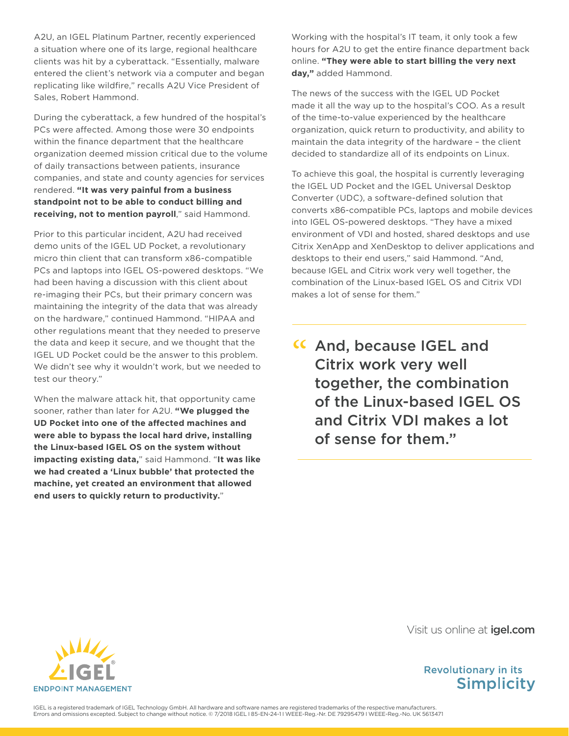A2U, an IGEL Platinum Partner, recently experienced a situation where one of its large, regional healthcare clients was hit by a cyberattack. "Essentially, malware entered the client's network via a computer and began replicating like wildfire," recalls A2U Vice President of Sales, Robert Hammond.

During the cyberattack, a few hundred of the hospital's PCs were affected. Among those were 30 endpoints within the finance department that the healthcare organization deemed mission critical due to the volume of daily transactions between patients, insurance companies, and state and county agencies for services rendered. **"It was very painful from a business standpoint not to be able to conduct billing and receiving, not to mention payroll**," said Hammond.

Prior to this particular incident, A2U had received demo units of the IGEL UD Pocket, a revolutionary micro thin client that can transform x86-compatible PCs and laptops into IGEL OS-powered desktops. "We had been having a discussion with this client about re-imaging their PCs, but their primary concern was maintaining the integrity of the data that was already on the hardware," continued Hammond. "HIPAA and other regulations meant that they needed to preserve the data and keep it secure, and we thought that the IGEL UD Pocket could be the answer to this problem. We didn't see why it wouldn't work, but we needed to test our theory."

When the malware attack hit, that opportunity came sooner, rather than later for A2U. **"We plugged the UD Pocket into one of the affected machines and were able to bypass the local hard drive, installing the Linux-based IGEL OS on the system without impacting existing data,"** said Hammond. "**It was like we had created a 'Linux bubble' that protected the machine, yet created an environment that allowed end users to quickly return to productivity.**"

Working with the hospital's IT team, it only took a few hours for A2U to get the entire finance department back online. **"They were able to start billing the very next day,"** added Hammond.

The news of the success with the IGEL UD Pocket made it all the way up to the hospital's COO. As a result of the time-to-value experienced by the healthcare organization, quick return to productivity, and ability to maintain the data integrity of the hardware – the client decided to standardize all of its endpoints on Linux.

To achieve this goal, the hospital is currently leveraging the IGEL UD Pocket and the IGEL Universal Desktop Converter (UDC), a software-defined solution that converts x86-compatible PCs, laptops and mobile devices into IGEL OS-powered desktops. "They have a mixed environment of VDI and hosted, shared desktops and use Citrix XenApp and XenDesktop to deliver applications and desktops to their end users," said Hammond. "And, because IGEL and Citrix work very well together, the combination of the Linux-based IGEL OS and Citrix VDI makes a lot of sense for them."

> "And, because IGEL and Citrix work very well together, the combination of the Linux-based IGEL OS and Citrix VDI makes a lot of sense for them."

Visit us online at **igel.com**

IGEL ENDPOINT MANAGEMENT

Revolutionary in its Simplicity

IGEL is a registered trademark of IGEL Technology GmbH. All hardware and software names are registered trademarks of the respective manufacturers. Errors and omissions excepted. Subject to change without notice. © 7/2018 IGEL I 85-EN-24-1 I WEEE-Reg.-Nr. DE 79295479 I WEEE-Reg.-No. UK 5613471